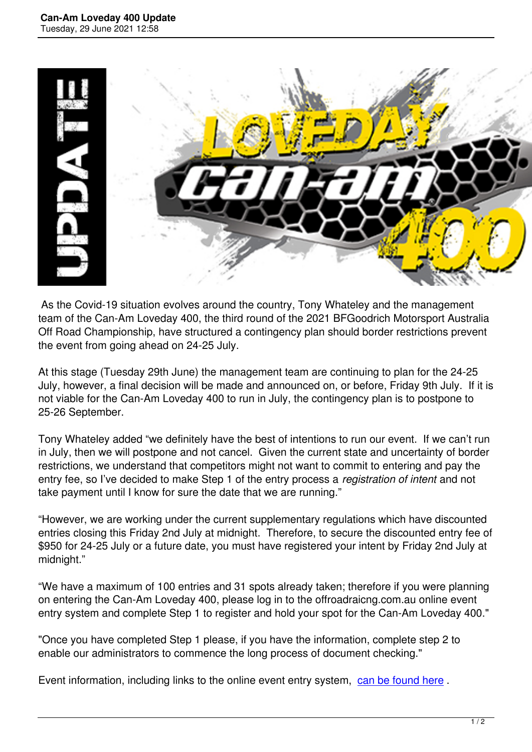# Can-Am Loveday 400 Update

Tuesday, 29 June 2021 12:58

As the Covid-19 situation evolves around the country, Tony Whateley and the management team of the Can-Am Loveday 400, the third round of the 2021 BFGoodrich Motorsport Australia Off Road Championship, have structured a contingency plan should border restrictions prevent the event from going ahead on 24-25 July.

At this stage (Tuesday 29th June) the management team are continuing to plan for the 24-25 July, however, a final decision will be made and announced on, or before, Friday 9th July. If it is not viable for the Can-Am Loveday 400 to run in July, the contingency plan is to postpone to 25-26 September.

Tony Whateley added "we definitely have the best of intentions to run our event. If we can't run in July, then we will postpone and not cancel. Given the current state and uncertainty of border restrictions, we understand that competitors might not want to commit to entering and pay the entry fee, so I've decided to make Step 1 of the entry process a *registration of intent* and not take payment until I know for sure the date that we are running."

"However, we are working under the current supplementary regulations which have discounted entries closing this Friday 2nd July at midnight. Therefore, to secure the discounted entry fee of $950 for 24-25 July or a future date, you must have registered your intent by Friday 2nd July at midnight."

"We have a maximum of 100 entries and 31 spots already taken; therefore if you were planning on entering the Can-Am Loveday 400, please log in to the offroadraicng.com.au online event entry system and complete Step 1 to register and hold your spot for the Can-Am Loveday 400."

"Once you have completed Step 1 please, if you have the information, complete step 2 to enable our administrators to commence the long process of document checking."

Event information, including links to the online event entry system, [can be found here](#) .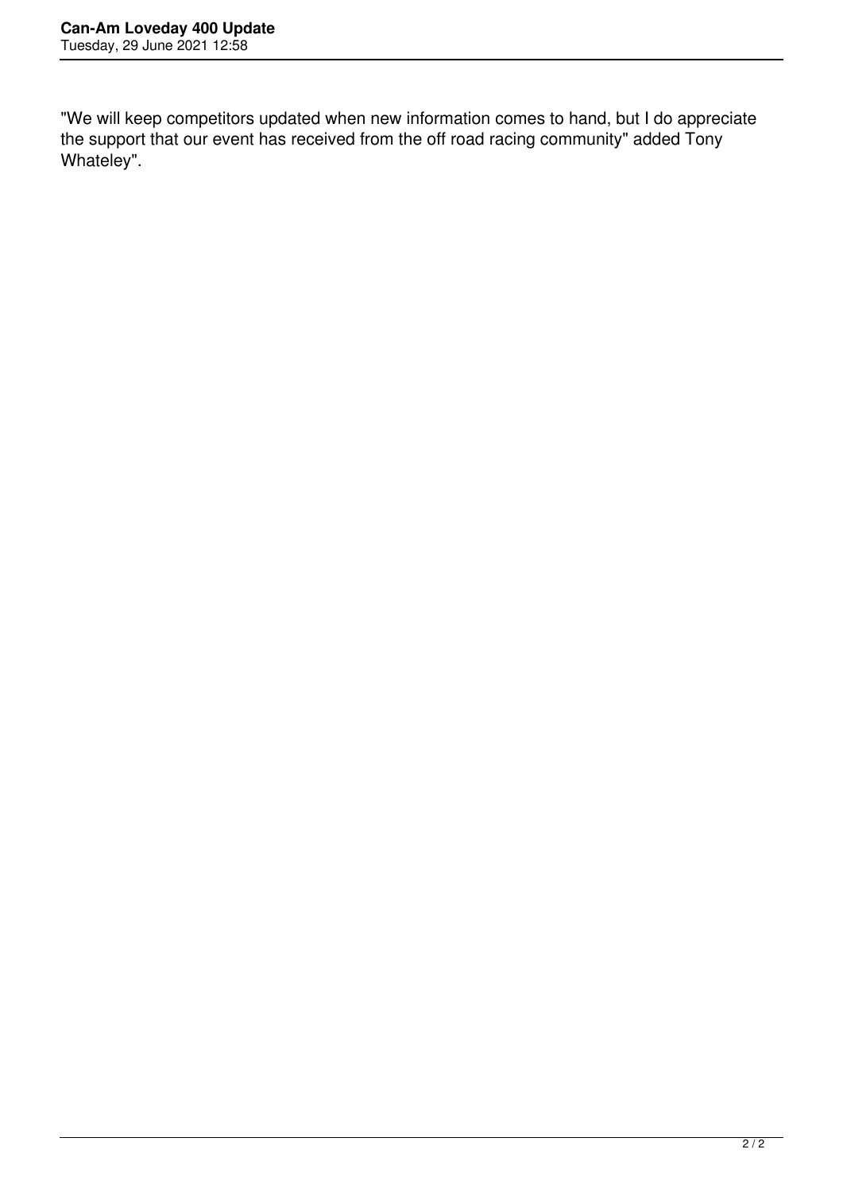"We will keep competitors updated when new information comes to hand, but I do appreciate the support that our event has received from the off road racing community" added Tony Whateley".